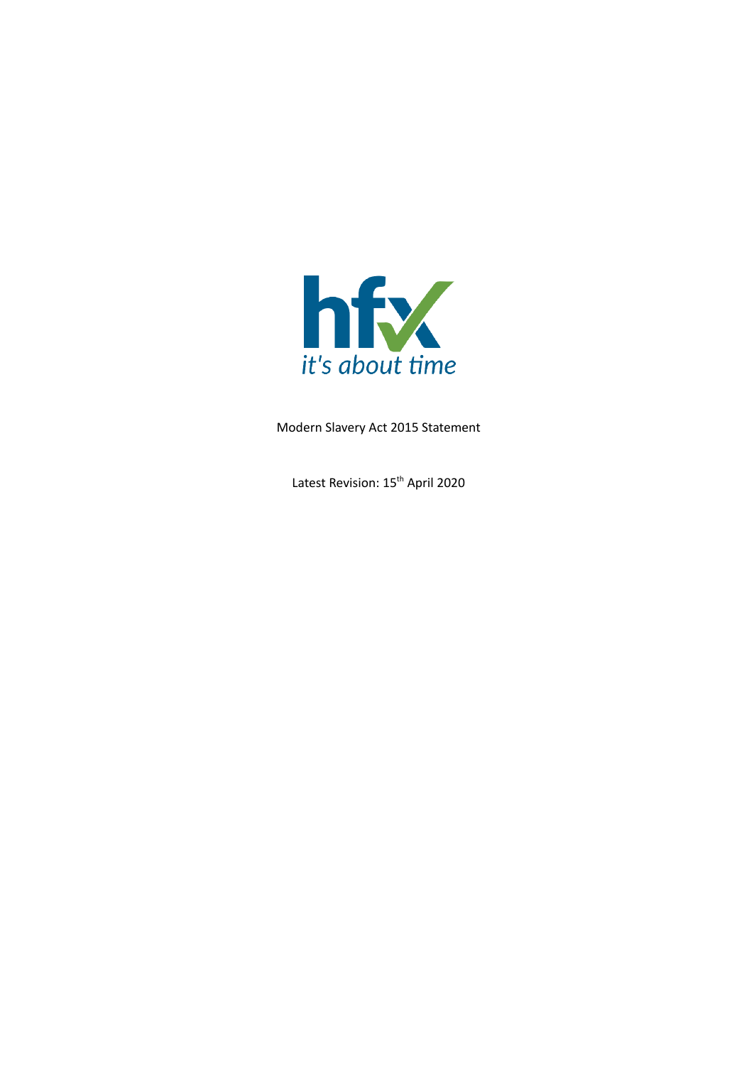hfx

*it's about time*

Modern Slavery Act 2015 Statement

Latest Revision: 15th April 2020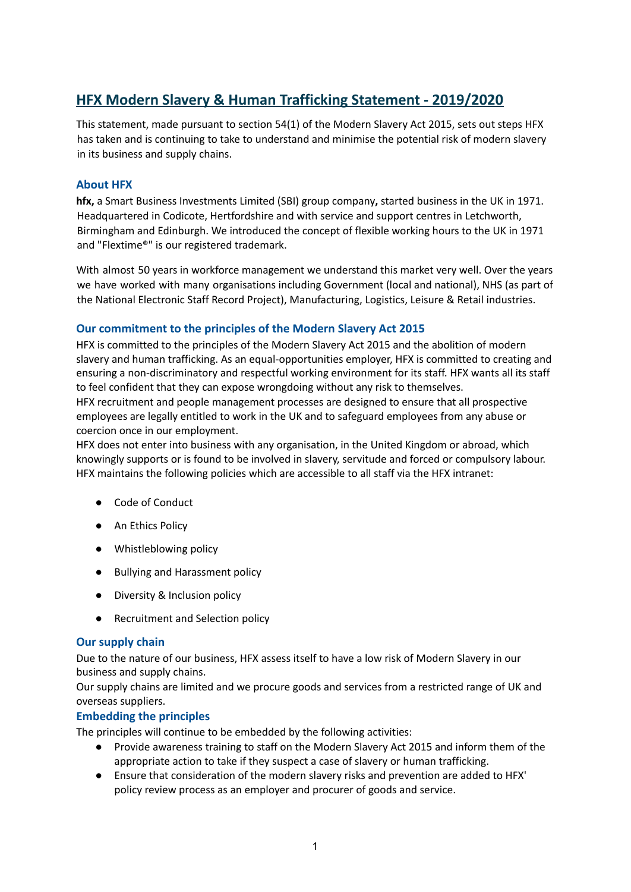# HFX Modern Slavery & Human Trafficking Statement - 2019/2020

This statement, made pursuant to section 54(1) of the Modern Slavery Act 2015, sets out steps HFX has taken and is continuing to take to understand and minimise the potential risk of modern slavery in its business and supply chains.

## About HFX

**hfx,** a Smart Business Investments Limited (SBI) group company**,** started business in the UK in 1971. Headquartered in Codicote, Hertfordshire and with service and support centres in Letchworth, Birmingham and Edinburgh. We introduced the concept of flexible working hours to the UK in 1971 and "Flextime®" is our registered trademark.

With almost 50 years in workforce management we understand this market very well. Over the years we have worked with many organisations including Government (local and national), NHS (as part of the National Electronic Staff Record Project), Manufacturing, Logistics, Leisure & Retail industries.

## Our commitment to the principles of the Modern Slavery Act 2015

HFX is committed to the principles of the Modern Slavery Act 2015 and the abolition of modern slavery and human trafficking. As an equal-opportunities employer, HFX is committed to creating and ensuring a non-discriminatory and respectful working environment for its staff. HFX wants all its staff to feel confident that they can expose wrongdoing without any risk to themselves.

HFX recruitment and people management processes are designed to ensure that all prospective employees are legally entitled to work in the UK and to safeguard employees from any abuse or coercion once in our employment.

HFX does not enter into business with any organisation, in the United Kingdom or abroad, which knowingly supports or is found to be involved in slavery, servitude and forced or compulsory labour. HFX maintains the following policies which are accessible to all staff via the HFX intranet:

- Code of Conduct
- An Ethics Policy
- Whistleblowing policy
- Bullying and Harassment policy
- Diversity & Inclusion policy
- Recruitment and Selection policy

## Our supply chain

Due to the nature of our business, HFX assess itself to have a low risk of Modern Slavery in our business and supply chains.

Our supply chains are limited and we procure goods and services from a restricted range of UK and overseas suppliers.

## Embedding the principles

The principles will continue to be embedded by the following activities:

- Provide awareness training to staff on the Modern Slavery Act 2015 and inform them of the appropriate action to take if they suspect a case of slavery or human trafficking.
- Ensure that consideration of the modern slavery risks and prevention are added to HFX' policy review process as an employer and procurer of goods and service.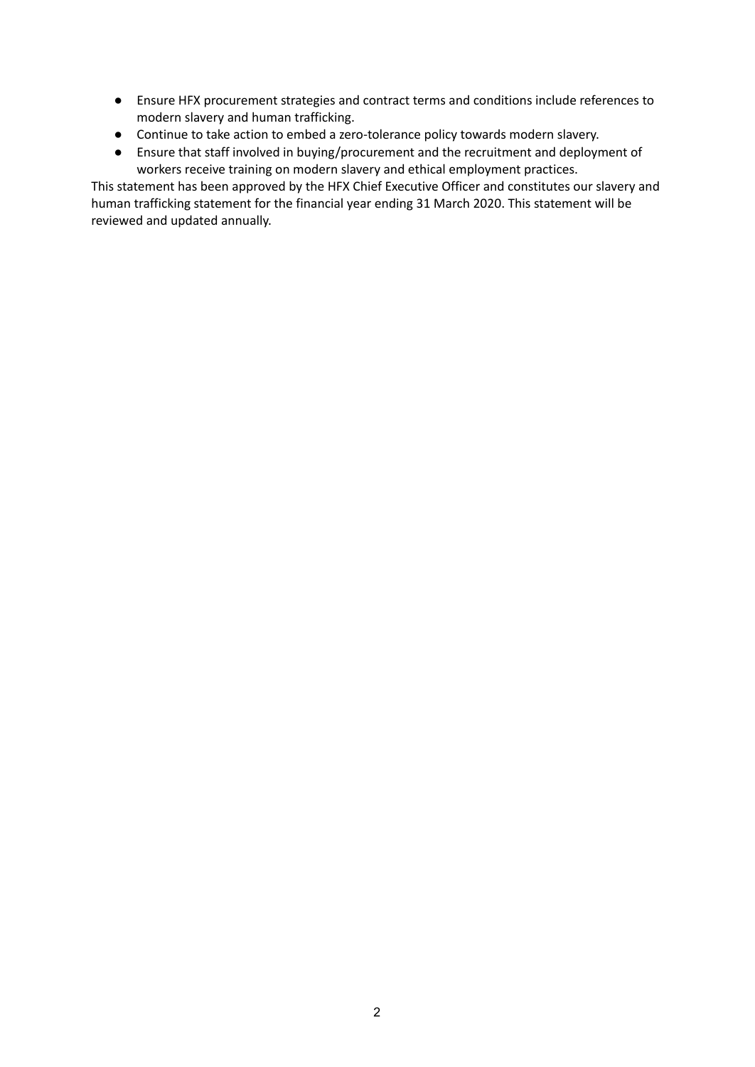- Ensure HFX procurement strategies and contract terms and conditions include references to modern slavery and human trafficking.
- Continue to take action to embed a zero-tolerance policy towards modern slavery.
- Ensure that staff involved in buying/procurement and the recruitment and deployment of workers receive training on modern slavery and ethical employment practices.

This statement has been approved by the HFX Chief Executive Officer and constitutes our slavery and human trafficking statement for the financial year ending 31 March 2020. This statement will be reviewed and updated annually.